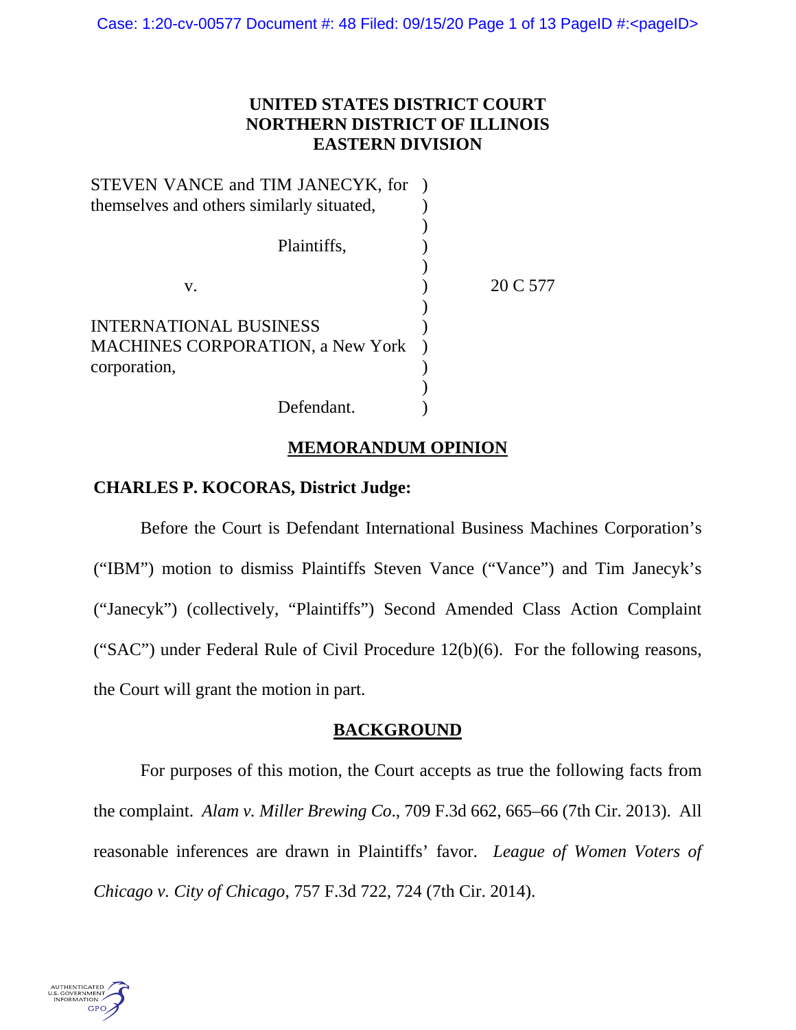# UNITED STATES DISTRICT COURT
# NORTHERN DISTRICT OF ILLINOIS
# EASTERN DIVISION

STEVEN VANCE and TIM JANECYK, for themselves and others similarly situated,

Plaintiffs,

v.

INTERNATIONAL BUSINESS MACHINES CORPORATION, a New York corporation,

Defendant.

20 C 577

## MEMORANDUM OPINION

**CHARLES P. KOCORAS, District Judge:**

Before the Court is Defendant International Business Machines Corporation's ("IBM") motion to dismiss Plaintiffs Steven Vance ("Vance") and Tim Janecyk's ("Janecyk") (collectively, "Plaintiffs") Second Amended Class Action Complaint ("SAC") under Federal Rule of Civil Procedure 12(b)(6). For the following reasons, the Court will grant the motion in part.

## BACKGROUND

For purposes of this motion, the Court accepts as true the following facts from the complaint. *Alam v. Miller Brewing Co*., 709 F.3d 662, 665–66 (7th Cir. 2013). All reasonable inferences are drawn in Plaintiffs' favor. *League of Women Voters of Chicago v. City of Chicago*, 757 F.3d 722, 724 (7th Cir. 2014).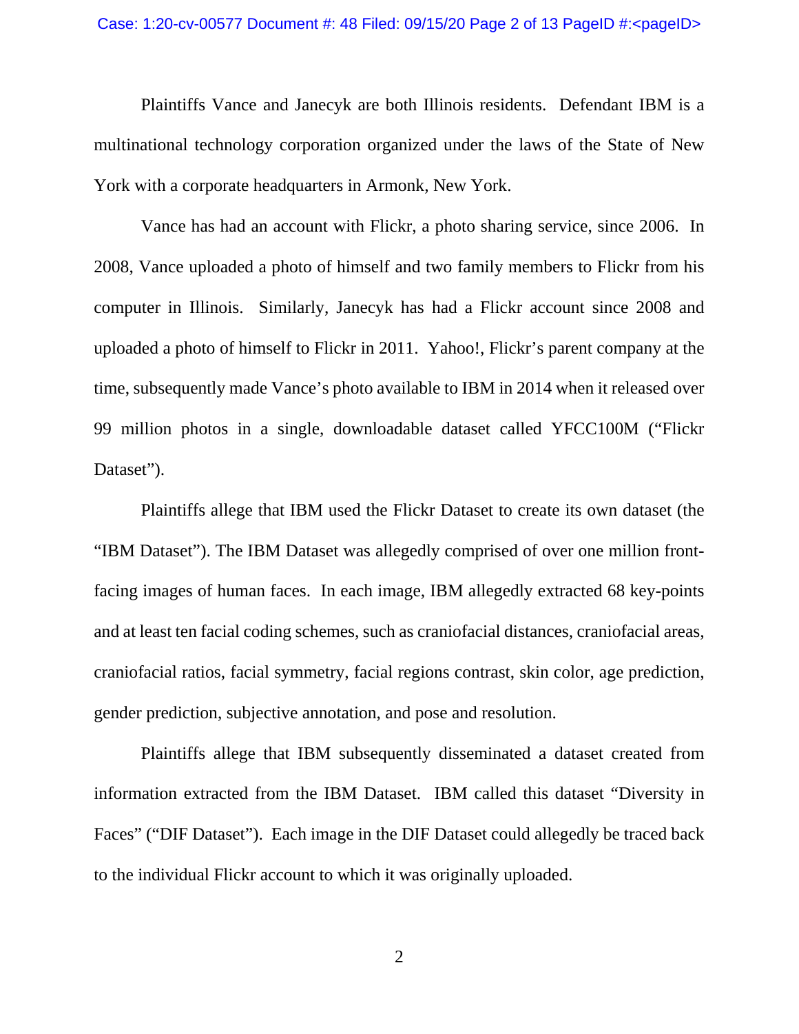Plaintiffs Vance and Janecyk are both Illinois residents. Defendant IBM is a multinational technology corporation organized under the laws of the State of New York with a corporate headquarters in Armonk, New York.

Vance has had an account with Flickr, a photo sharing service, since 2006. In 2008, Vance uploaded a photo of himself and two family members to Flickr from his computer in Illinois. Similarly, Janecyk has had a Flickr account since 2008 and uploaded a photo of himself to Flickr in 2011. Yahoo!, Flickr's parent company at the time, subsequently made Vance's photo available to IBM in 2014 when it released over 99 million photos in a single, downloadable dataset called YFCC100M ("Flickr Dataset").

Plaintiffs allege that IBM used the Flickr Dataset to create its own dataset (the "IBM Dataset"). The IBM Dataset was allegedly comprised of over one million front-facing images of human faces. In each image, IBM allegedly extracted 68 key-points and at least ten facial coding schemes, such as craniofacial distances, craniofacial areas, craniofacial ratios, facial symmetry, facial regions contrast, skin color, age prediction, gender prediction, subjective annotation, and pose and resolution.

Plaintiffs allege that IBM subsequently disseminated a dataset created from information extracted from the IBM Dataset. IBM called this dataset "Diversity in Faces" ("DIF Dataset"). Each image in the DIF Dataset could allegedly be traced back to the individual Flickr account to which it was originally uploaded.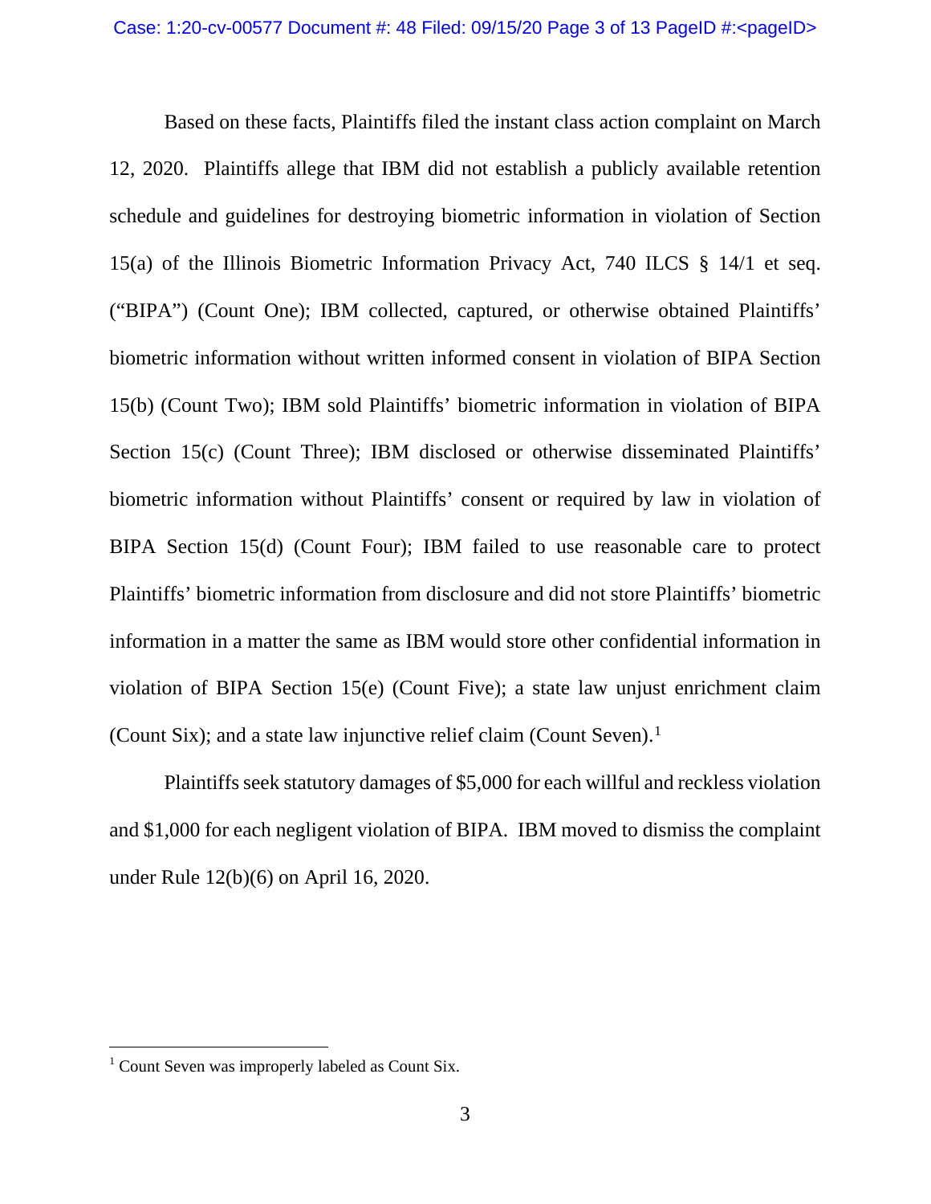Based on these facts, Plaintiffs filed the instant class action complaint on March 12, 2020. Plaintiffs allege that IBM did not establish a publicly available retention schedule and guidelines for destroying biometric information in violation of Section 15(a) of the Illinois Biometric Information Privacy Act, 740 ILCS § 14/1 et seq. ("BIPA") (Count One); IBM collected, captured, or otherwise obtained Plaintiffs' biometric information without written informed consent in violation of BIPA Section 15(b) (Count Two); IBM sold Plaintiffs' biometric information in violation of BIPA Section 15(c) (Count Three); IBM disclosed or otherwise disseminated Plaintiffs' biometric information without Plaintiffs' consent or required by law in violation of BIPA Section 15(d) (Count Four); IBM failed to use reasonable care to protect Plaintiffs' biometric information from disclosure and did not store Plaintiffs' biometric information in a matter the same as IBM would store other confidential information in violation of BIPA Section 15(e) (Count Five); a state law unjust enrichment claim (Count Six); and a state law injunctive relief claim (Count Seven).[1]

Plaintiffs seek statutory damages of $5,000 for each willful and reckless violation and $1,000 for each negligent violation of BIPA. IBM moved to dismiss the complaint under Rule 12(b)(6) on April 16, 2020.

[1] Count Seven was improperly labeled as Count Six.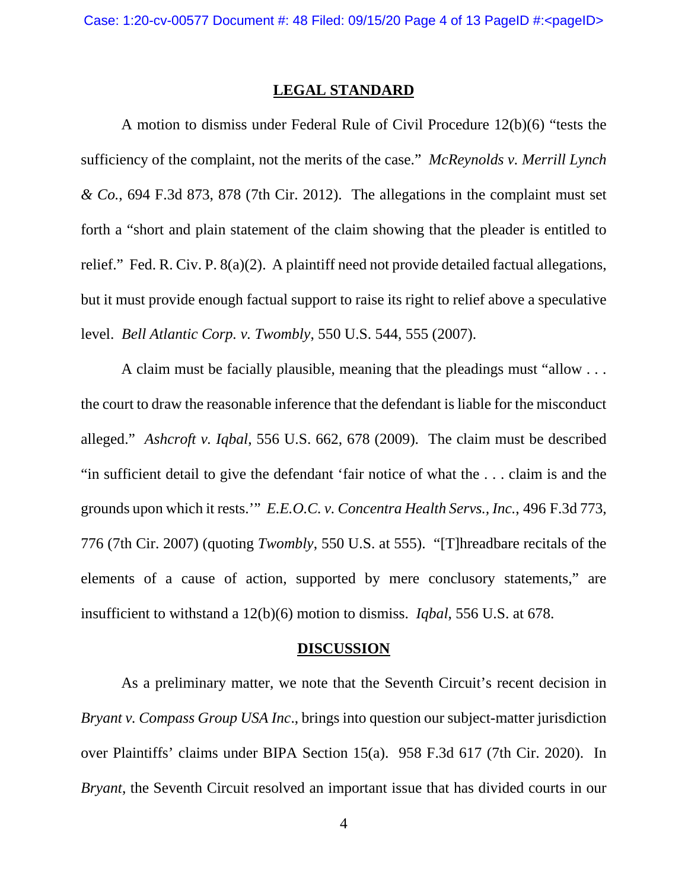## LEGAL STANDARD

A motion to dismiss under Federal Rule of Civil Procedure 12(b)(6) "tests the sufficiency of the complaint, not the merits of the case." *McReynolds v. Merrill Lynch & Co.*, 694 F.3d 873, 878 (7th Cir. 2012). The allegations in the complaint must set forth a "short and plain statement of the claim showing that the pleader is entitled to relief." Fed. R. Civ. P. 8(a)(2). A plaintiff need not provide detailed factual allegations, but it must provide enough factual support to raise its right to relief above a speculative level. *Bell Atlantic Corp. v. Twombly*, 550 U.S. 544, 555 (2007).

A claim must be facially plausible, meaning that the pleadings must "allow . . . the court to draw the reasonable inference that the defendant is liable for the misconduct alleged." *Ashcroft v. Iqbal*, 556 U.S. 662, 678 (2009). The claim must be described "in sufficient detail to give the defendant 'fair notice of what the . . . claim is and the grounds upon which it rests.'" *E.E.O.C. v. Concentra Health Servs., Inc.*, 496 F.3d 773, 776 (7th Cir. 2007) (quoting *Twombly*, 550 U.S. at 555). "[T]hreadbare recitals of the elements of a cause of action, supported by mere conclusory statements," are insufficient to withstand a 12(b)(6) motion to dismiss. *Iqbal*, 556 U.S. at 678.

## DISCUSSION

As a preliminary matter, we note that the Seventh Circuit's recent decision in *Bryant v. Compass Group USA Inc.*, brings into question our subject-matter jurisdiction over Plaintiffs' claims under BIPA Section 15(a). 958 F.3d 617 (7th Cir. 2020). In *Bryant*, the Seventh Circuit resolved an important issue that has divided courts in our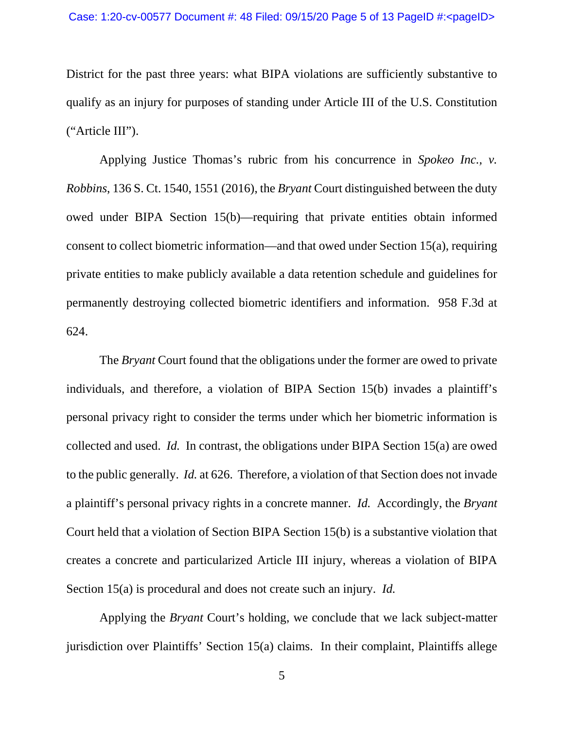District for the past three years: what BIPA violations are sufficiently substantive to qualify as an injury for purposes of standing under Article III of the U.S. Constitution ("Article III").

Applying Justice Thomas's rubric from his concurrence in *Spokeo Inc., v. Robbins*, 136 S. Ct. 1540, 1551 (2016), the *Bryant* Court distinguished between the duty owed under BIPA Section 15(b)—requiring that private entities obtain informed consent to collect biometric information—and that owed under Section 15(a), requiring private entities to make publicly available a data retention schedule and guidelines for permanently destroying collected biometric identifiers and information. 958 F.3d at 624.

The *Bryant* Court found that the obligations under the former are owed to private individuals, and therefore, a violation of BIPA Section 15(b) invades a plaintiff's personal privacy right to consider the terms under which her biometric information is collected and used. *Id.* In contrast, the obligations under BIPA Section 15(a) are owed to the public generally. *Id.* at 626. Therefore, a violation of that Section does not invade a plaintiff's personal privacy rights in a concrete manner. *Id.* Accordingly, the *Bryant* Court held that a violation of Section BIPA Section 15(b) is a substantive violation that creates a concrete and particularized Article III injury, whereas a violation of BIPA Section 15(a) is procedural and does not create such an injury. *Id.*

Applying the *Bryant* Court's holding, we conclude that we lack subject-matter jurisdiction over Plaintiffs' Section 15(a) claims. In their complaint, Plaintiffs allege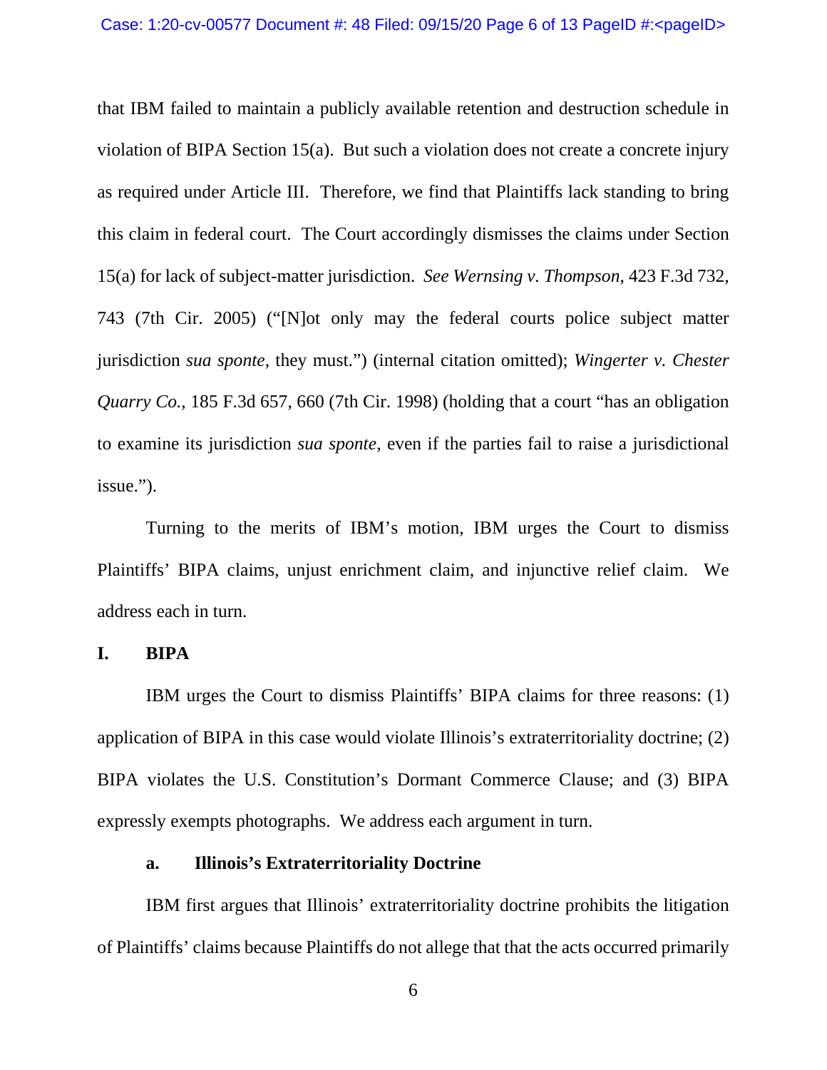that IBM failed to maintain a publicly available retention and destruction schedule in violation of BIPA Section 15(a). But such a violation does not create a concrete injury as required under Article III. Therefore, we find that Plaintiffs lack standing to bring this claim in federal court. The Court accordingly dismisses the claims under Section 15(a) for lack of subject-matter jurisdiction. *See Wernsing v. Thompson*, 423 F.3d 732, 743 (7th Cir. 2005) ("[N]ot only may the federal courts police subject matter jurisdiction *sua sponte*, they must.") (internal citation omitted); *Wingerter v. Chester Quarry Co.*, 185 F.3d 657, 660 (7th Cir. 1998) (holding that a court "has an obligation to examine its jurisdiction *sua sponte*, even if the parties fail to raise a jurisdictional issue.").

Turning to the merits of IBM's motion, IBM urges the Court to dismiss Plaintiffs' BIPA claims, unjust enrichment claim, and injunctive relief claim. We address each in turn.

## I. BIPA

IBM urges the Court to dismiss Plaintiffs' BIPA claims for three reasons: (1) application of BIPA in this case would violate Illinois's extraterritoriality doctrine; (2) BIPA violates the U.S. Constitution's Dormant Commerce Clause; and (3) BIPA expressly exempts photographs. We address each argument in turn.

### a. Illinois's Extraterritoriality Doctrine

IBM first argues that Illinois' extraterritoriality doctrine prohibits the litigation of Plaintiffs' claims because Plaintiffs do not allege that that the acts occurred primarily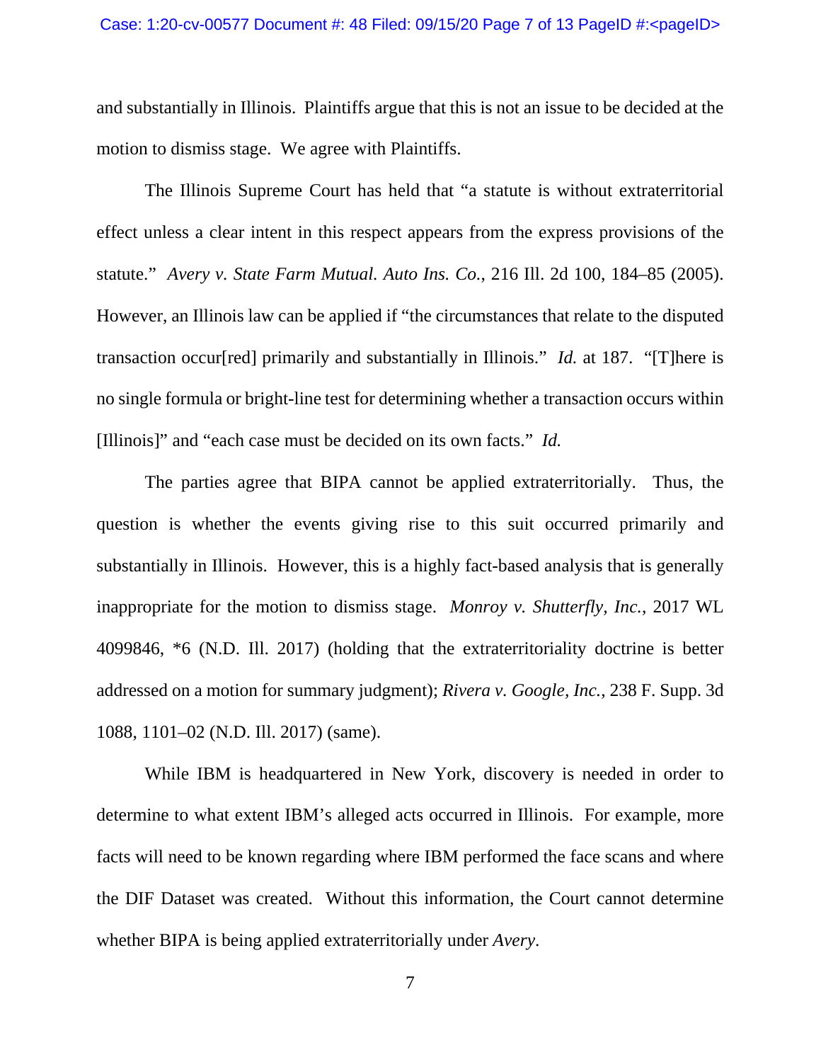and substantially in Illinois. Plaintiffs argue that this is not an issue to be decided at the motion to dismiss stage. We agree with Plaintiffs.

The Illinois Supreme Court has held that "a statute is without extraterritorial effect unless a clear intent in this respect appears from the express provisions of the statute." *Avery v. State Farm Mutual. Auto Ins. Co.*, 216 Ill. 2d 100, 184–85 (2005). However, an Illinois law can be applied if "the circumstances that relate to the disputed transaction occur[red] primarily and substantially in Illinois." *Id.* at 187. "[T]here is no single formula or bright-line test for determining whether a transaction occurs within [Illinois]" and "each case must be decided on its own facts." *Id.*

The parties agree that BIPA cannot be applied extraterritorially. Thus, the question is whether the events giving rise to this suit occurred primarily and substantially in Illinois. However, this is a highly fact-based analysis that is generally inappropriate for the motion to dismiss stage. *Monroy v. Shutterfly, Inc.*, 2017 WL 4099846, *6 (N.D. Ill. 2017) (holding that the extraterritoriality doctrine is better addressed on a motion for summary judgment); *Rivera v. Google, Inc.*, 238 F. Supp. 3d 1088, 1101–02 (N.D. Ill. 2017) (same).

While IBM is headquartered in New York, discovery is needed in order to determine to what extent IBM's alleged acts occurred in Illinois. For example, more facts will need to be known regarding where IBM performed the face scans and where the DIF Dataset was created. Without this information, the Court cannot determine whether BIPA is being applied extraterritorially under *Avery*.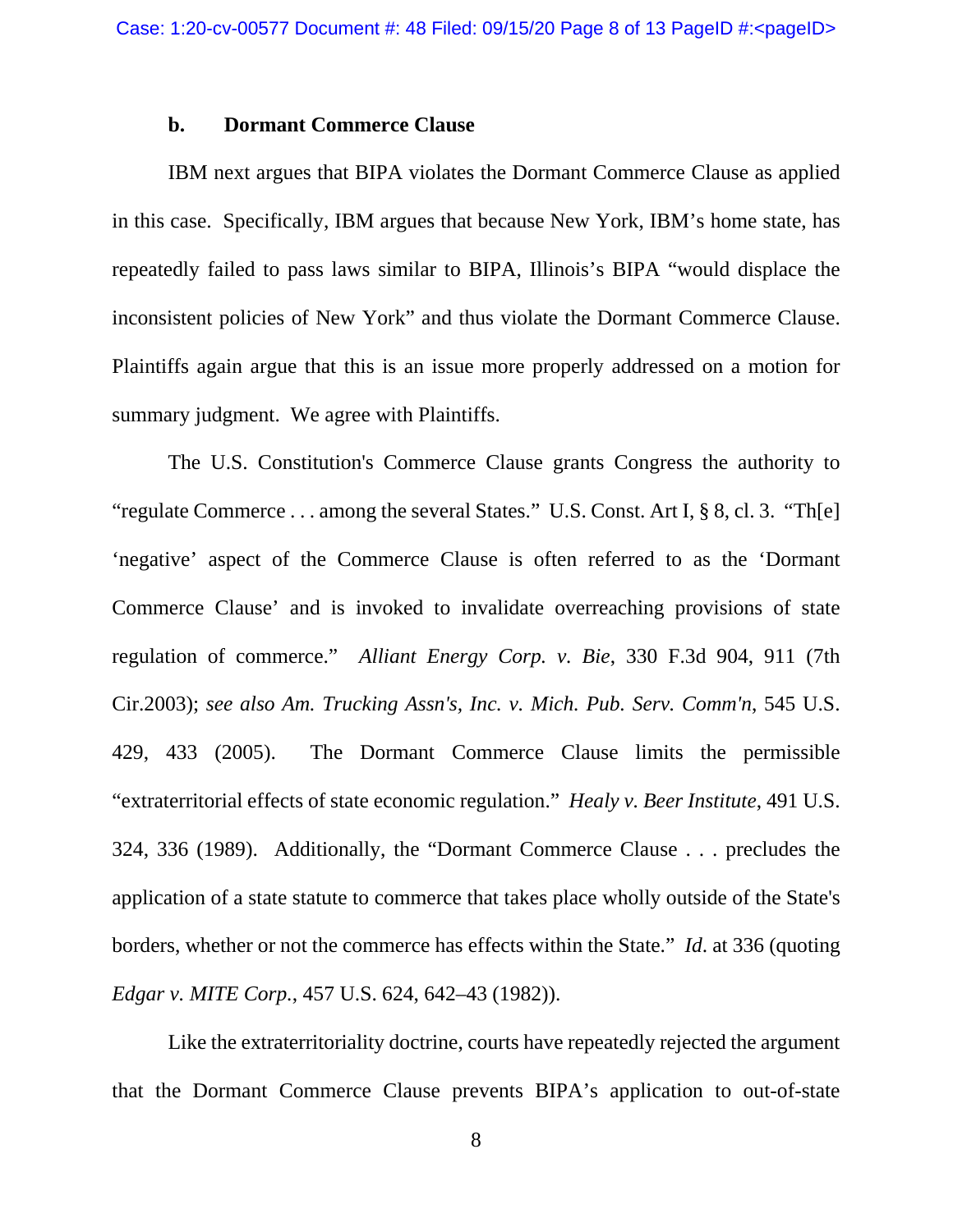### b. Dormant Commerce Clause

IBM next argues that BIPA violates the Dormant Commerce Clause as applied in this case. Specifically, IBM argues that because New York, IBM's home state, has repeatedly failed to pass laws similar to BIPA, Illinois's BIPA "would displace the inconsistent policies of New York" and thus violate the Dormant Commerce Clause. Plaintiffs again argue that this is an issue more properly addressed on a motion for summary judgment. We agree with Plaintiffs.

The U.S. Constitution's Commerce Clause grants Congress the authority to "regulate Commerce . . . among the several States." U.S. Const. Art I, § 8, cl. 3. "Th[e] 'negative' aspect of the Commerce Clause is often referred to as the 'Dormant Commerce Clause' and is invoked to invalidate overreaching provisions of state regulation of commerce." *Alliant Energy Corp. v. Bie*, 330 F.3d 904, 911 (7th Cir.2003); *see also Am. Trucking Assn's, Inc. v. Mich. Pub. Serv. Comm'n*, 545 U.S. 429, 433 (2005). The Dormant Commerce Clause limits the permissible "extraterritorial effects of state economic regulation." *Healy v. Beer Institute*, 491 U.S. 324, 336 (1989). Additionally, the "Dormant Commerce Clause . . . precludes the application of a state statute to commerce that takes place wholly outside of the State's borders, whether or not the commerce has effects within the State." *Id.* at 336 (quoting *Edgar v. MITE Corp.*, 457 U.S. 624, 642–43 (1982)).

Like the extraterritoriality doctrine, courts have repeatedly rejected the argument that the Dormant Commerce Clause prevents BIPA's application to out-of-state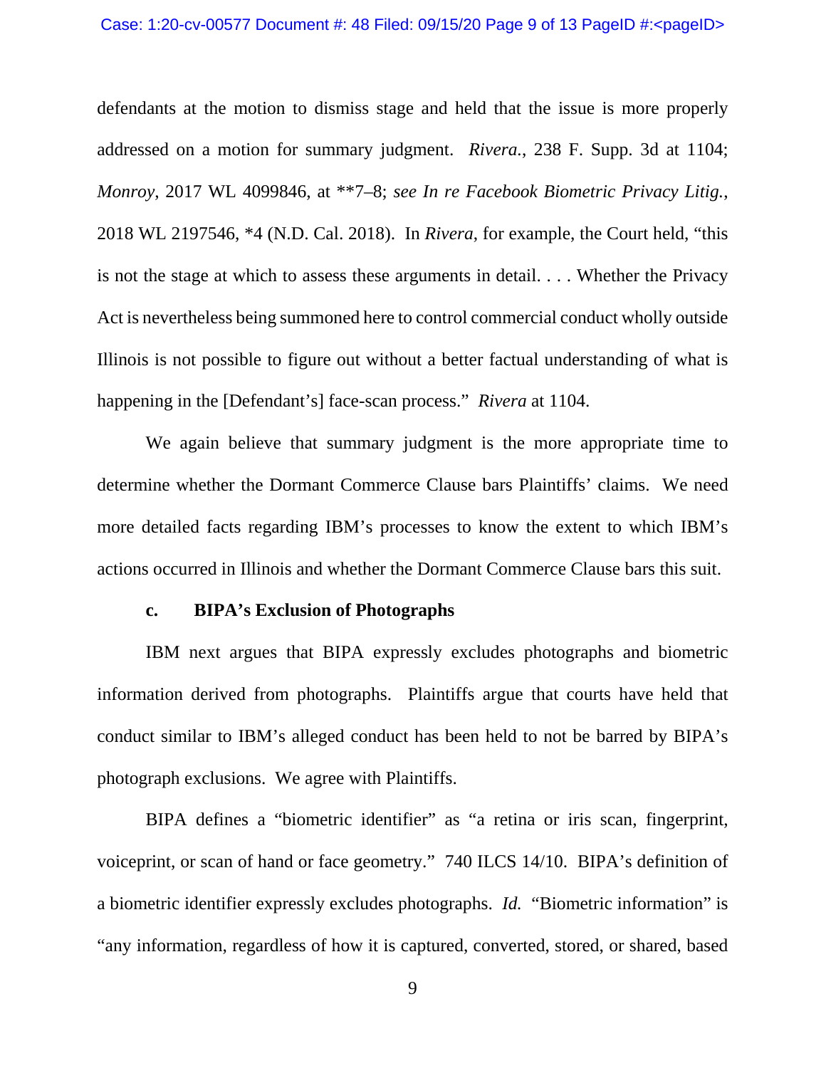defendants at the motion to dismiss stage and held that the issue is more properly addressed on a motion for summary judgment. *Rivera.*, 238 F. Supp. 3d at 1104; *Monroy*, 2017 WL 4099846, at **7–8; *see In re Facebook Biometric Privacy Litig.*, 2018 WL 2197546, *4 (N.D. Cal. 2018). In *Rivera*, for example, the Court held, "this is not the stage at which to assess these arguments in detail. . . . Whether the Privacy Act is nevertheless being summoned here to control commercial conduct wholly outside Illinois is not possible to figure out without a better factual understanding of what is happening in the [Defendant's] face-scan process." *Rivera* at 1104.

We again believe that summary judgment is the more appropriate time to determine whether the Dormant Commerce Clause bars Plaintiffs' claims. We need more detailed facts regarding IBM's processes to know the extent to which IBM's actions occurred in Illinois and whether the Dormant Commerce Clause bars this suit.

**c. BIPA's Exclusion of Photographs**

IBM next argues that BIPA expressly excludes photographs and biometric information derived from photographs. Plaintiffs argue that courts have held that conduct similar to IBM's alleged conduct has been held to not be barred by BIPA's photograph exclusions. We agree with Plaintiffs.

BIPA defines a "biometric identifier" as "a retina or iris scan, fingerprint, voiceprint, or scan of hand or face geometry." 740 ILCS 14/10. BIPA's definition of a biometric identifier expressly excludes photographs. *Id.* "Biometric information" is "any information, regardless of how it is captured, converted, stored, or shared, based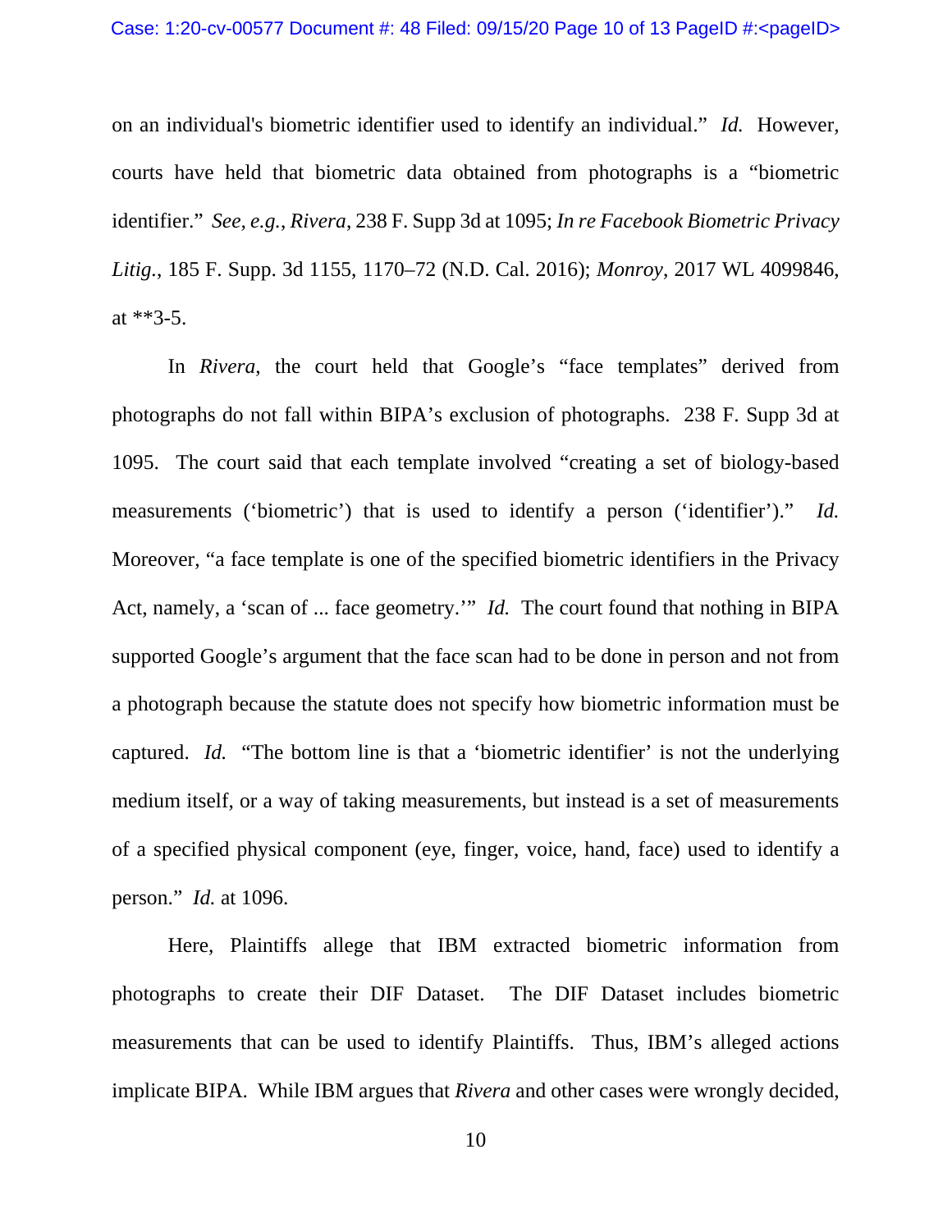on an individual's biometric identifier used to identify an individual." *Id.* However, courts have held that biometric data obtained from photographs is a "biometric identifier." *See, e.g.*, *Rivera*, 238 F. Supp 3d at 1095; *In re Facebook Biometric Privacy Litig.*, 185 F. Supp. 3d 1155, 1170–72 (N.D. Cal. 2016); *Monroy*, 2017 WL 4099846, at **3-5.

In *Rivera*, the court held that Google's "face templates" derived from photographs do not fall within BIPA's exclusion of photographs. 238 F. Supp 3d at 1095. The court said that each template involved "creating a set of biology-based measurements ('biometric') that is used to identify a person ('identifier')." *Id.* Moreover, "a face template is one of the specified biometric identifiers in the Privacy Act, namely, a 'scan of ... face geometry.'" *Id.* The court found that nothing in BIPA supported Google's argument that the face scan had to be done in person and not from a photograph because the statute does not specify how biometric information must be captured. *Id.* "The bottom line is that a 'biometric identifier' is not the underlying medium itself, or a way of taking measurements, but instead is a set of measurements of a specified physical component (eye, finger, voice, hand, face) used to identify a person." *Id.* at 1096.

Here, Plaintiffs allege that IBM extracted biometric information from photographs to create their DIF Dataset. The DIF Dataset includes biometric measurements that can be used to identify Plaintiffs. Thus, IBM's alleged actions implicate BIPA. While IBM argues that *Rivera* and other cases were wrongly decided,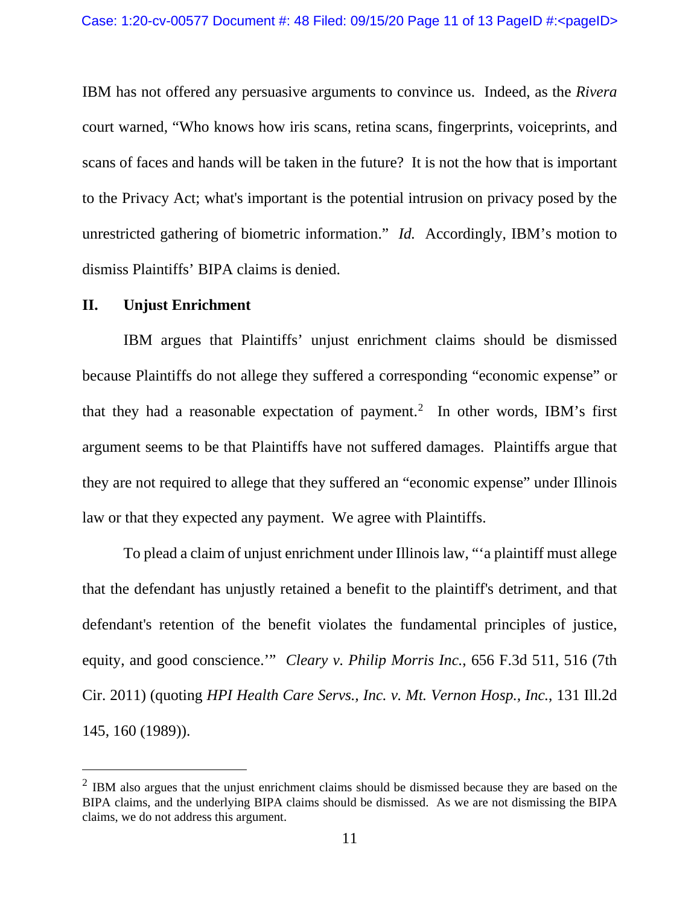IBM has not offered any persuasive arguments to convince us. Indeed, as the *Rivera* court warned, "Who knows how iris scans, retina scans, fingerprints, voiceprints, and scans of faces and hands will be taken in the future? It is not the how that is important to the Privacy Act; what's important is the potential intrusion on privacy posed by the unrestricted gathering of biometric information." *Id.* Accordingly, IBM's motion to dismiss Plaintiffs' BIPA claims is denied.

## II. Unjust Enrichment

IBM argues that Plaintiffs' unjust enrichment claims should be dismissed because Plaintiffs do not allege they suffered a corresponding "economic expense" or that they had a reasonable expectation of payment.[2] In other words, IBM's first argument seems to be that Plaintiffs have not suffered damages. Plaintiffs argue that they are not required to allege that they suffered an "economic expense" under Illinois law or that they expected any payment. We agree with Plaintiffs.

To plead a claim of unjust enrichment under Illinois law, "'a plaintiff must allege that the defendant has unjustly retained a benefit to the plaintiff's detriment, and that defendant's retention of the benefit violates the fundamental principles of justice, equity, and good conscience.'" *Cleary v. Philip Morris Inc.*, 656 F.3d 511, 516 (7th Cir. 2011) (quoting *HPI Health Care Servs., Inc. v. Mt. Vernon Hosp., Inc.*, 131 Ill.2d 145, 160 (1989)).

---

[2] IBM also argues that the unjust enrichment claims should be dismissed because they are based on the BIPA claims, and the underlying BIPA claims should be dismissed. As we are not dismissing the BIPA claims, we do not address this argument.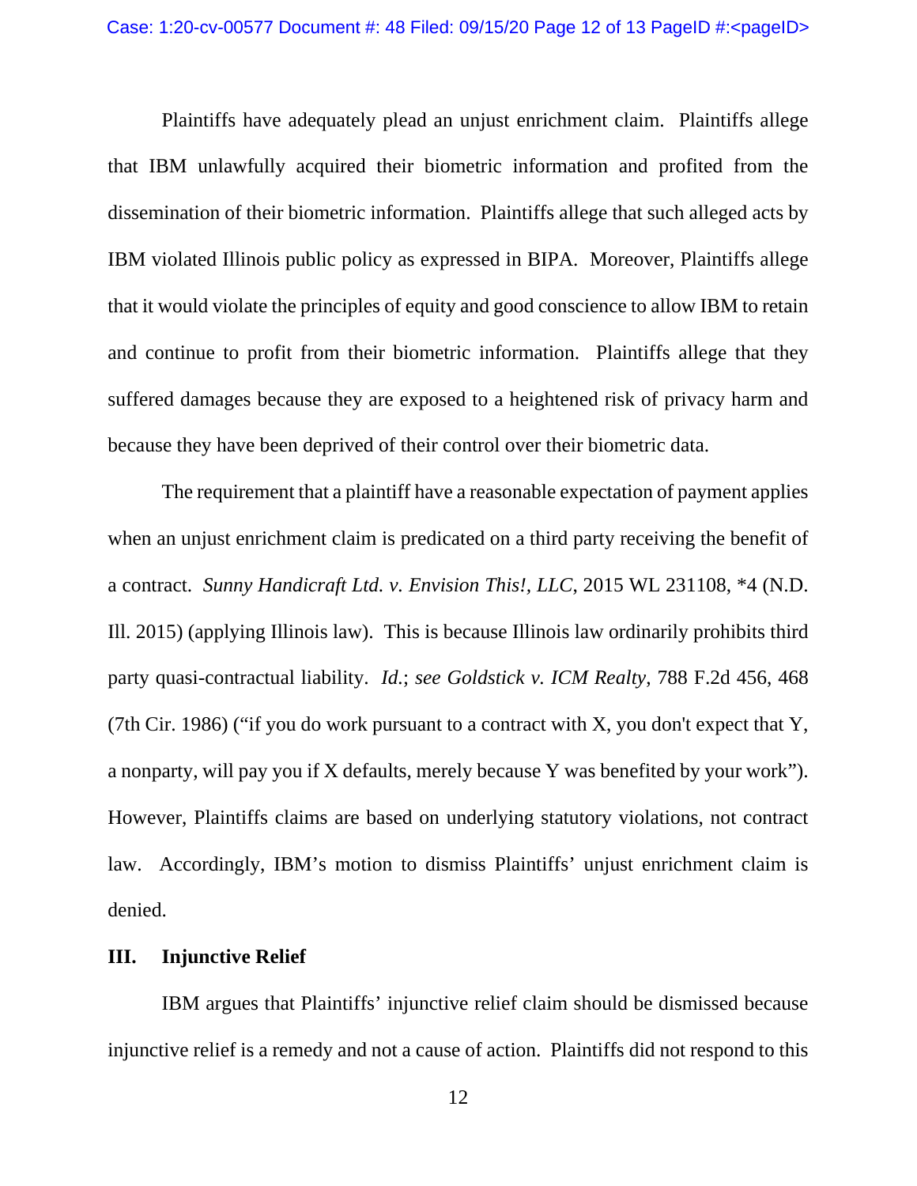Plaintiffs have adequately plead an unjust enrichment claim. Plaintiffs allege that IBM unlawfully acquired their biometric information and profited from the dissemination of their biometric information. Plaintiffs allege that such alleged acts by IBM violated Illinois public policy as expressed in BIPA. Moreover, Plaintiffs allege that it would violate the principles of equity and good conscience to allow IBM to retain and continue to profit from their biometric information. Plaintiffs allege that they suffered damages because they are exposed to a heightened risk of privacy harm and because they have been deprived of their control over their biometric data.

The requirement that a plaintiff have a reasonable expectation of payment applies when an unjust enrichment claim is predicated on a third party receiving the benefit of a contract. *Sunny Handicraft Ltd. v. Envision This!, LLC*, 2015 WL 231108, *4 (N.D. Ill. 2015) (applying Illinois law). This is because Illinois law ordinarily prohibits third party quasi-contractual liability. *Id.*; *see Goldstick v. ICM Realty*, 788 F.2d 456, 468 (7th Cir. 1986) ("if you do work pursuant to a contract with X, you don't expect that Y, a nonparty, will pay you if X defaults, merely because Y was benefited by your work"). However, Plaintiffs claims are based on underlying statutory violations, not contract law. Accordingly, IBM's motion to dismiss Plaintiffs' unjust enrichment claim is denied.

## III. Injunctive Relief

IBM argues that Plaintiffs' injunctive relief claim should be dismissed because injunctive relief is a remedy and not a cause of action. Plaintiffs did not respond to this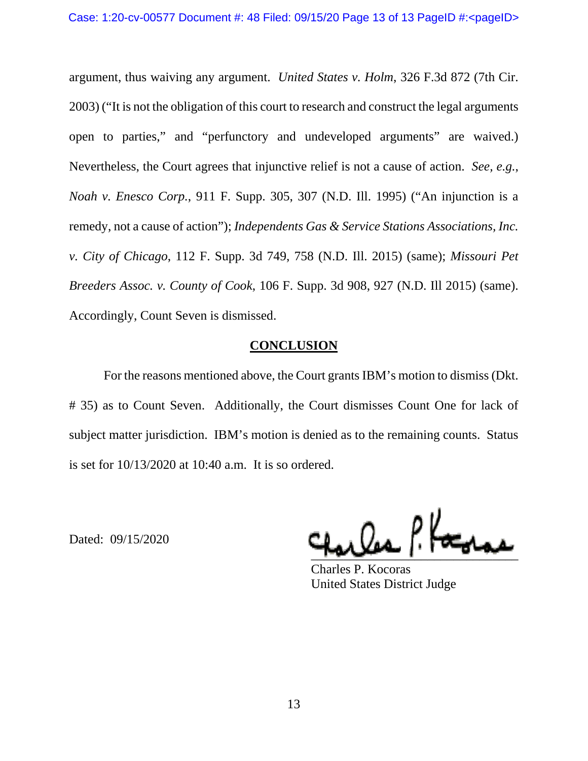argument, thus waiving any argument. *United States v. Holm*, 326 F.3d 872 (7th Cir. 2003) ("It is not the obligation of this court to research and construct the legal arguments open to parties," and "perfunctory and undeveloped arguments" are waived.) Nevertheless, the Court agrees that injunctive relief is not a cause of action. *See, e.g.*, *Noah v. Enesco Corp.*, 911 F. Supp. 305, 307 (N.D. Ill. 1995) ("An injunction is a remedy, not a cause of action"); *Independents Gas & Service Stations Associations, Inc. v. City of Chicago*, 112 F. Supp. 3d 749, 758 (N.D. Ill. 2015) (same); *Missouri Pet Breeders Assoc. v. County of Cook*, 106 F. Supp. 3d 908, 927 (N.D. Ill 2015) (same). Accordingly, Count Seven is dismissed.

## **CONCLUSION**

For the reasons mentioned above, the Court grants IBM's motion to dismiss (Dkt. # 35) as to Count Seven. Additionally, the Court dismisses Count One for lack of subject matter jurisdiction. IBM's motion is denied as to the remaining counts. Status is set for 10/13/2020 at 10:40 a.m. It is so ordered.

Dated: 09/15/2020

Charles P. Kocoras
United States District Judge